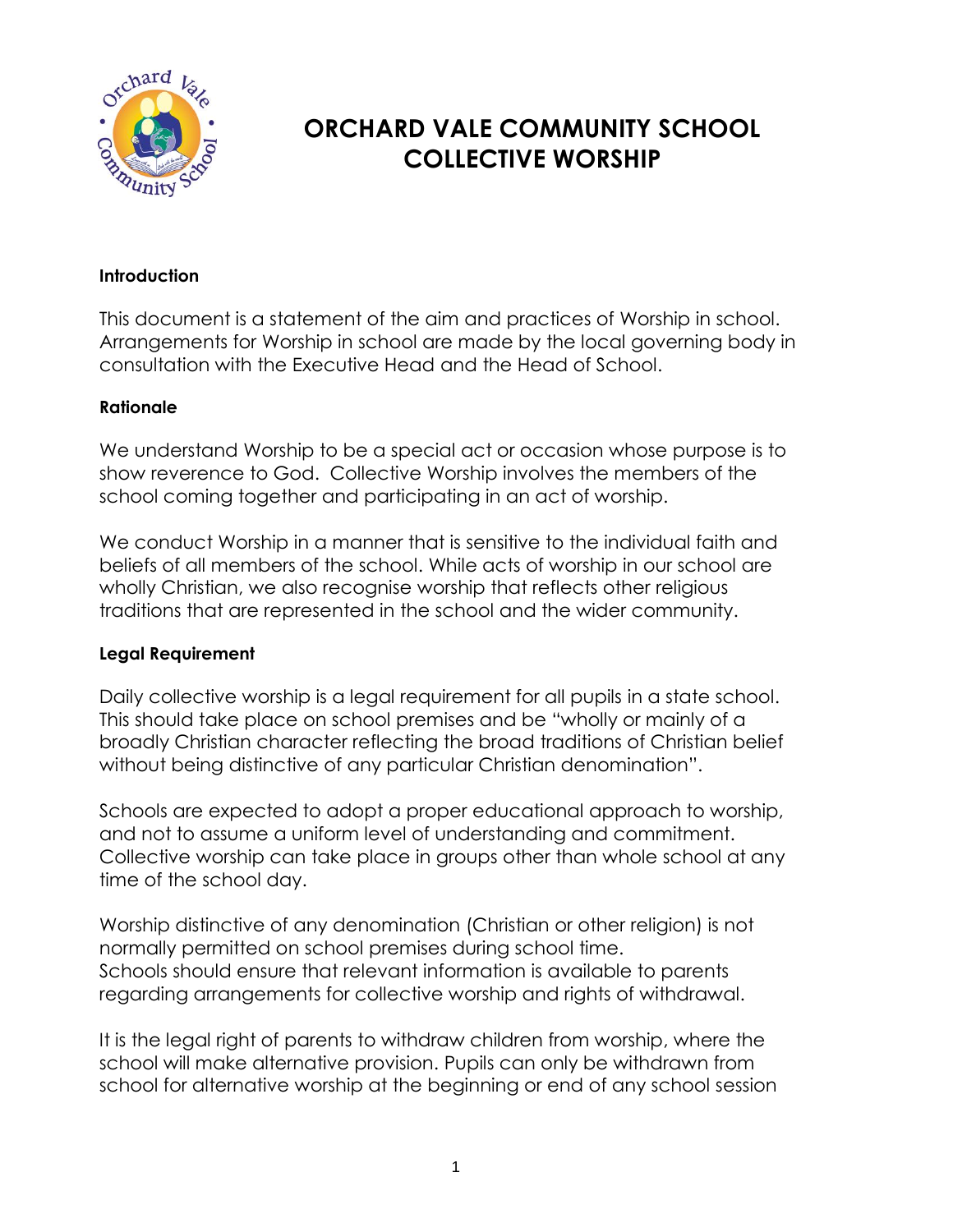# ORCHARD VALE COMMUNITY SCHOOL
# COLLECTIVE WORSHIP

**Introduction**

This document is a statement of the aim and practices of Worship in school. Arrangements for Worship in school are made by the local governing body in consultation with the Executive Head and the Head of School.

**Rationale**

We understand Worship to be a special act or occasion whose purpose is to show reverence to God. Collective Worship involves the members of the school coming together and participating in an act of worship.

We conduct Worship in a manner that is sensitive to the individual faith and beliefs of all members of the school. While acts of worship in our school are wholly Christian, we also recognise worship that reflects other religious traditions that are represented in the school and the wider community.

**Legal Requirement**

Daily collective worship is a legal requirement for all pupils in a state school. This should take place on school premises and be "wholly or mainly of a broadly Christian character reflecting the broad traditions of Christian belief without being distinctive of any particular Christian denomination".

Schools are expected to adopt a proper educational approach to worship, and not to assume a uniform level of understanding and commitment. Collective worship can take place in groups other than whole school at any time of the school day.

Worship distinctive of any denomination (Christian or other religion) is not normally permitted on school premises during school time.
Schools should ensure that relevant information is available to parents regarding arrangements for collective worship and rights of withdrawal.

It is the legal right of parents to withdraw children from worship, where the school will make alternative provision. Pupils can only be withdrawn from school for alternative worship at the beginning or end of any school session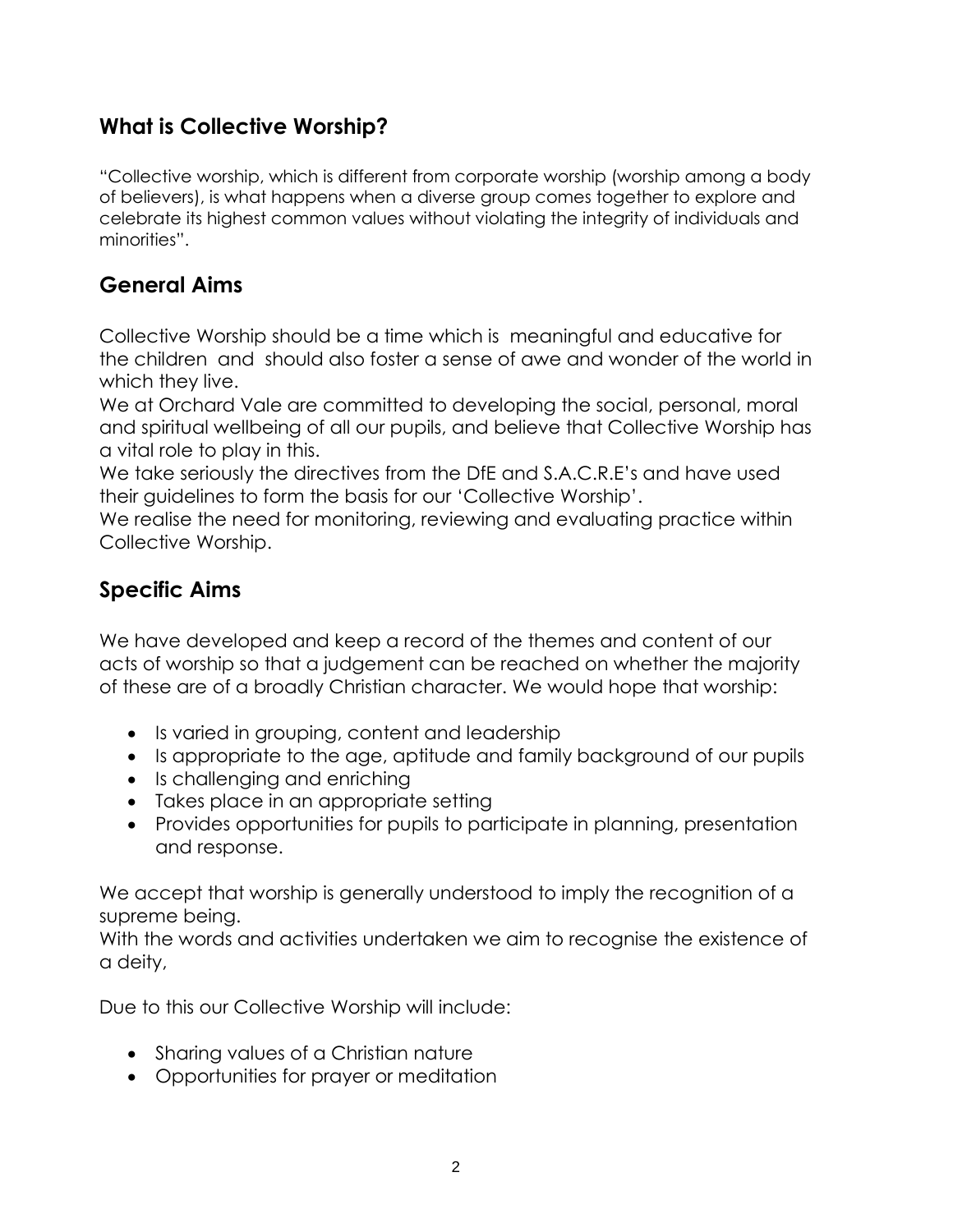## What is Collective Worship?

"Collective worship, which is different from corporate worship (worship among a body of believers), is what happens when a diverse group comes together to explore and celebrate its highest common values without violating the integrity of individuals and minorities".

## General Aims

Collective Worship should be a time which is meaningful and educative for the children and should also foster a sense of awe and wonder of the world in which they live.

We at Orchard Vale are committed to developing the social, personal, moral and spiritual wellbeing of all our pupils, and believe that Collective Worship has a vital role to play in this.

We take seriously the directives from the DfE and S.A.C.R.E's and have used their guidelines to form the basis for our 'Collective Worship'.

We realise the need for monitoring, reviewing and evaluating practice within Collective Worship.

## Specific Aims

We have developed and keep a record of the themes and content of our acts of worship so that a judgement can be reached on whether the majority of these are of a broadly Christian character. We would hope that worship:

- Is varied in grouping, content and leadership
- Is appropriate to the age, aptitude and family background of our pupils
- Is challenging and enriching
- Takes place in an appropriate setting
- Provides opportunities for pupils to participate in planning, presentation and response.

We accept that worship is generally understood to imply the recognition of a supreme being.

With the words and activities undertaken we aim to recognise the existence of a deity,

Due to this our Collective Worship will include:

- Sharing values of a Christian nature
- Opportunities for prayer or meditation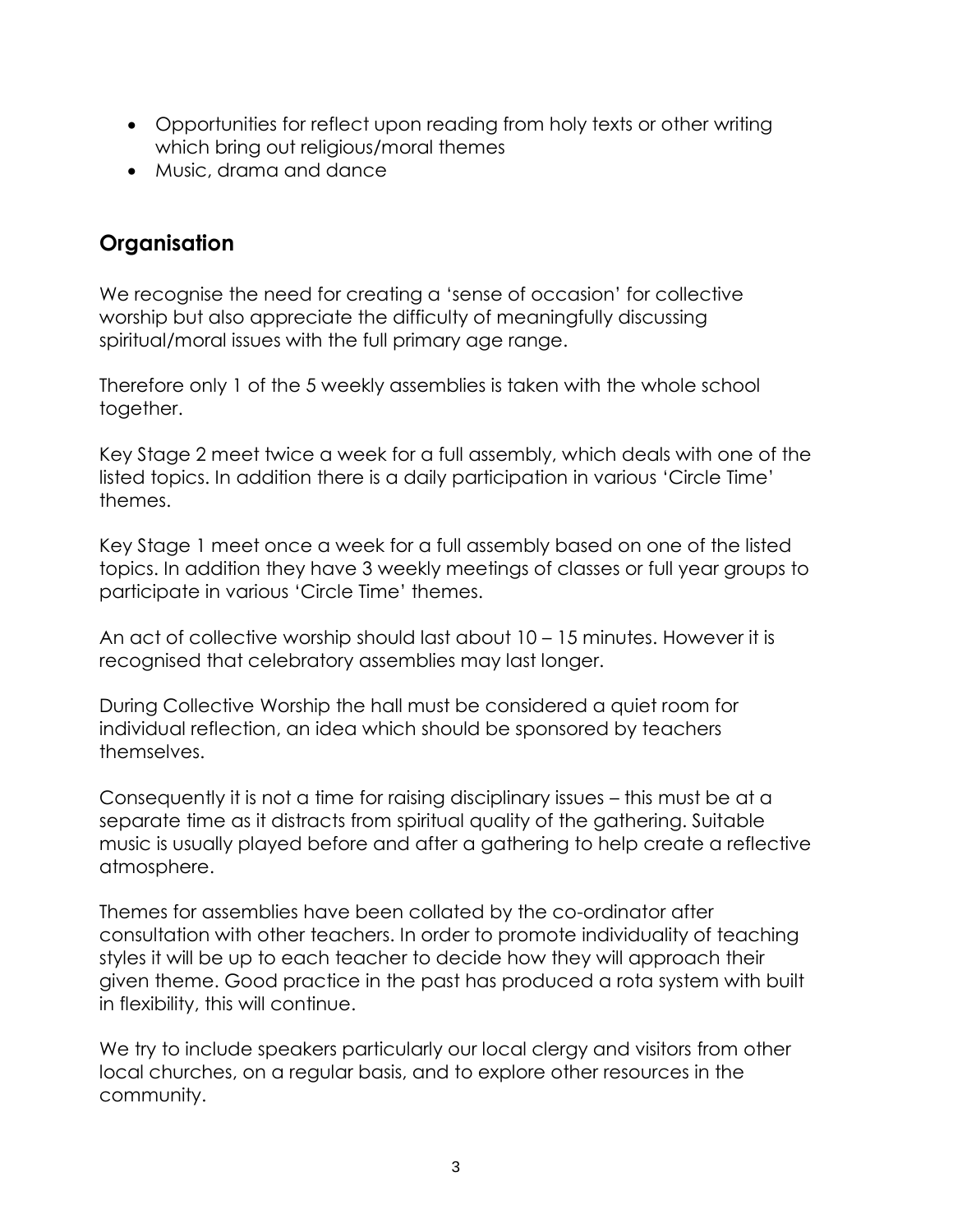- Opportunities for reflect upon reading from holy texts or other writing which bring out religious/moral themes
- Music, drama and dance

## Organisation

We recognise the need for creating a 'sense of occasion' for collective worship but also appreciate the difficulty of meaningfully discussing spiritual/moral issues with the full primary age range.

Therefore only 1 of the 5 weekly assemblies is taken with the whole school together.

Key Stage 2 meet twice a week for a full assembly, which deals with one of the listed topics. In addition there is a daily participation in various 'Circle Time' themes.

Key Stage 1 meet once a week for a full assembly based on one of the listed topics. In addition they have 3 weekly meetings of classes or full year groups to participate in various 'Circle Time' themes.

An act of collective worship should last about 10 – 15 minutes. However it is recognised that celebratory assemblies may last longer.

During Collective Worship the hall must be considered a quiet room for individual reflection, an idea which should be sponsored by teachers themselves.

Consequently it is not a time for raising disciplinary issues – this must be at a separate time as it distracts from spiritual quality of the gathering. Suitable music is usually played before and after a gathering to help create a reflective atmosphere.

Themes for assemblies have been collated by the co-ordinator after consultation with other teachers. In order to promote individuality of teaching styles it will be up to each teacher to decide how they will approach their given theme. Good practice in the past has produced a rota system with built in flexibility, this will continue.

We try to include speakers particularly our local clergy and visitors from other local churches, on a regular basis, and to explore other resources in the community.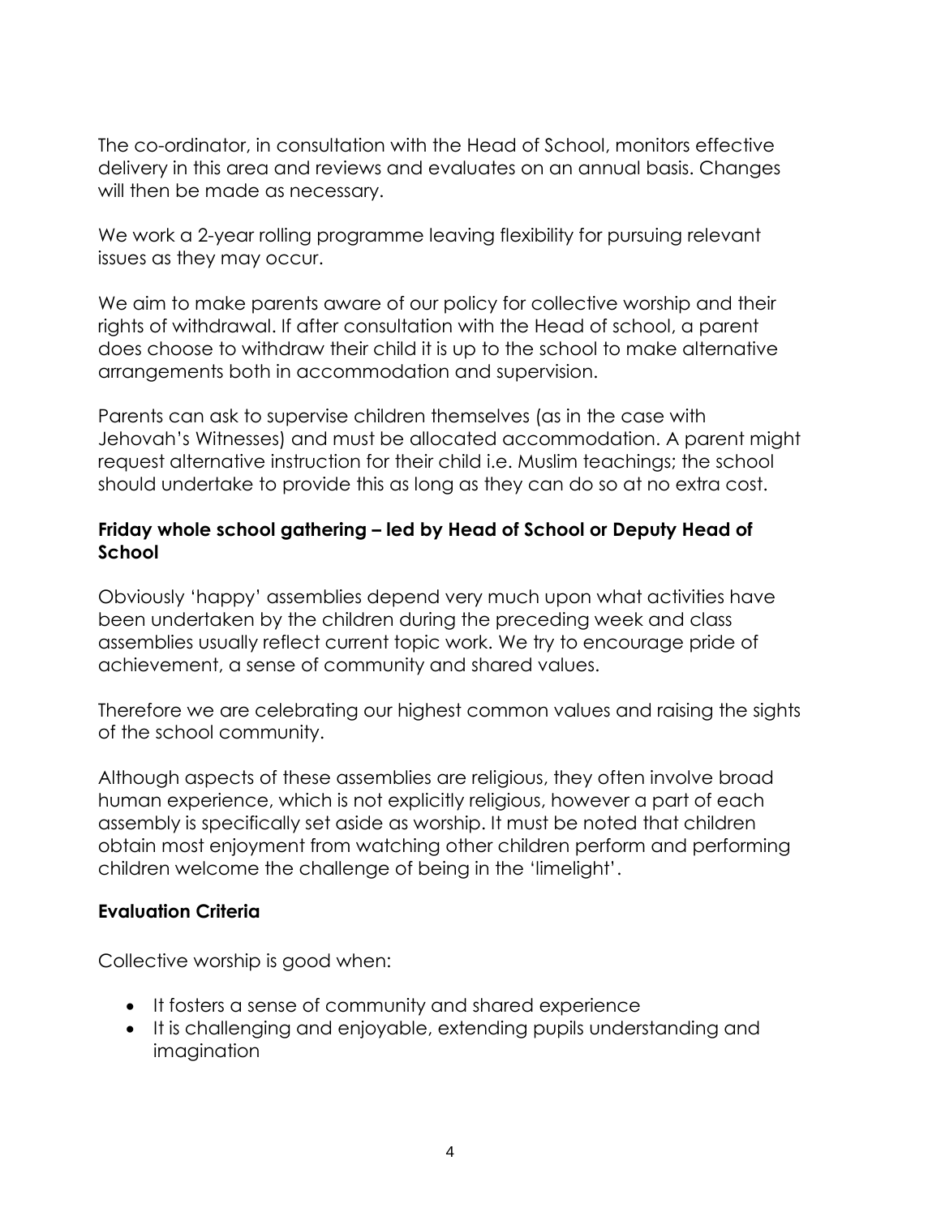The co-ordinator, in consultation with the Head of School, monitors effective delivery in this area and reviews and evaluates on an annual basis. Changes will then be made as necessary.

We work a 2-year rolling programme leaving flexibility for pursuing relevant issues as they may occur.

We aim to make parents aware of our policy for collective worship and their rights of withdrawal. If after consultation with the Head of school, a parent does choose to withdraw their child it is up to the school to make alternative arrangements both in accommodation and supervision.

Parents can ask to supervise children themselves (as in the case with Jehovah's Witnesses) and must be allocated accommodation. A parent might request alternative instruction for their child i.e. Muslim teachings; the school should undertake to provide this as long as they can do so at no extra cost.

**Friday whole school gathering – led by Head of School or Deputy Head of School**

Obviously 'happy' assemblies depend very much upon what activities have been undertaken by the children during the preceding week and class assemblies usually reflect current topic work. We try to encourage pride of achievement, a sense of community and shared values.

Therefore we are celebrating our highest common values and raising the sights of the school community.

Although aspects of these assemblies are religious, they often involve broad human experience, which is not explicitly religious, however a part of each assembly is specifically set aside as worship. It must be noted that children obtain most enjoyment from watching other children perform and performing children welcome the challenge of being in the 'limelight'.

**Evaluation Criteria**

Collective worship is good when:

- It fosters a sense of community and shared experience
- It is challenging and enjoyable, extending pupils understanding and imagination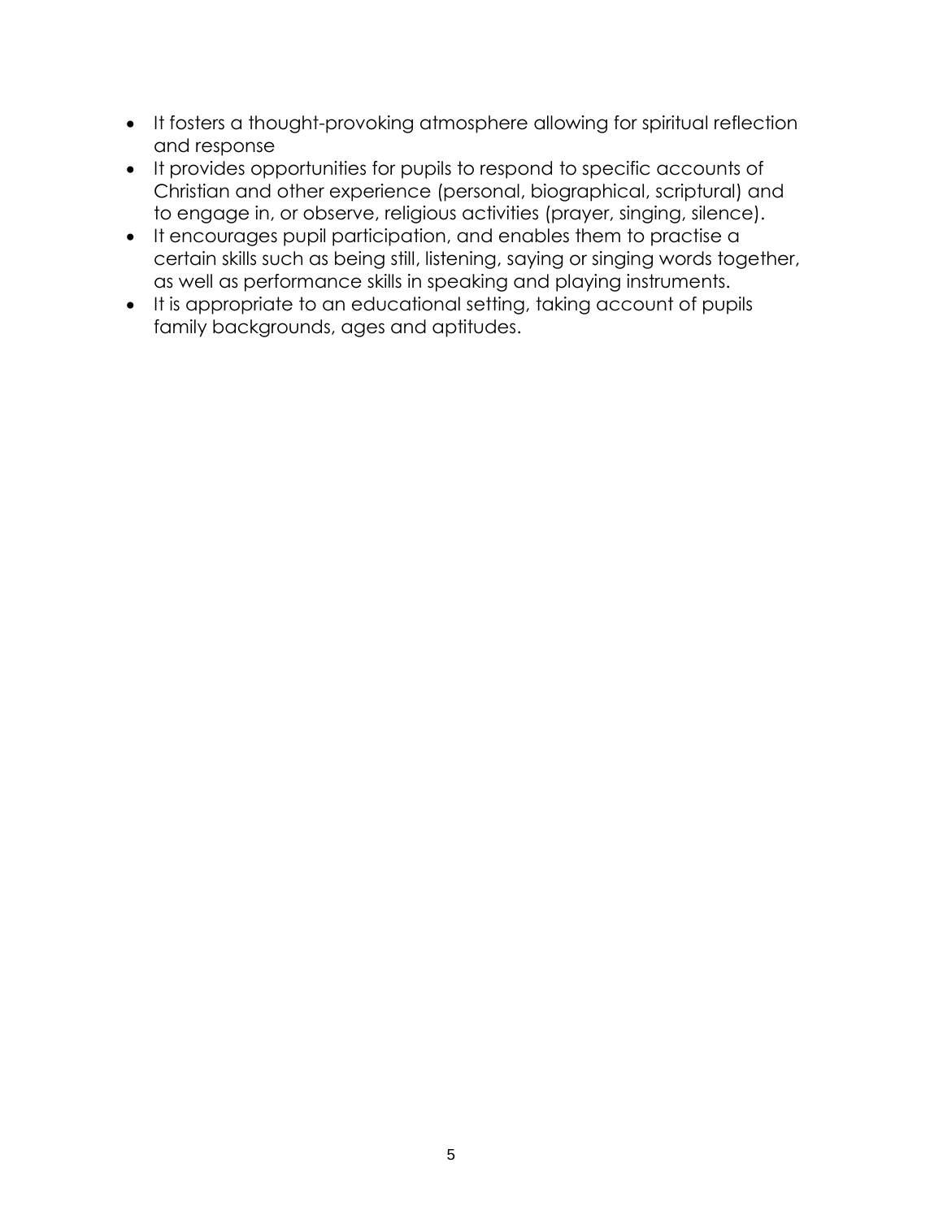- It fosters a thought-provoking atmosphere allowing for spiritual reflection and response
- It provides opportunities for pupils to respond to specific accounts of Christian and other experience (personal, biographical, scriptural) and to engage in, or observe, religious activities (prayer, singing, silence).
- It encourages pupil participation, and enables them to practise a certain skills such as being still, listening, saying or singing words together, as well as performance skills in speaking and playing instruments.
- It is appropriate to an educational setting, taking account of pupils family backgrounds, ages and aptitudes.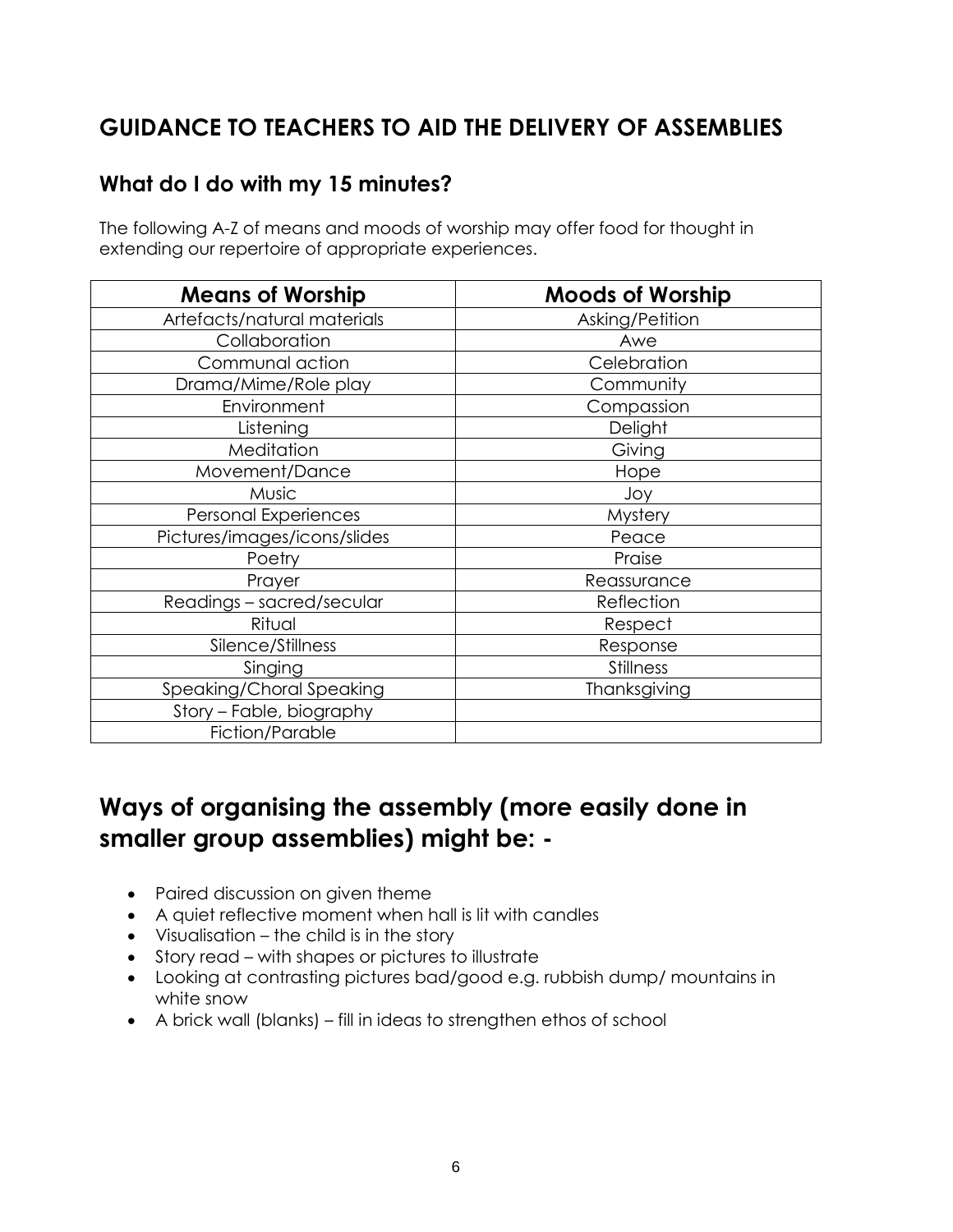## GUIDANCE TO TEACHERS TO AID THE DELIVERY OF ASSEMBLIES

### What do I do with my 15 minutes?

The following A-Z of means and moods of worship may offer food for thought in extending our repertoire of appropriate experiences.

| Means of Worship | Moods of Worship |
|---|---|
| Artefacts/natural materials | Asking/Petition |
| Collaboration | Awe |
| Communal action | Celebration |
| Drama/Mime/Role play | Community |
| Environment | Compassion |
| Listening | Delight |
| Meditation | Giving |
| Movement/Dance | Hope |
| Music | Joy |
| Personal Experiences | Mystery |
| Pictures/images/icons/slides | Peace |
| Poetry | Praise |
| Prayer | Reassurance |
| Readings – sacred/secular | Reflection |
| Ritual | Respect |
| Silence/Stillness | Response |
| Singing | Stillness |
| Speaking/Choral Speaking | Thanksgiving |
| Story – Fable, biography | |
| Fiction/Parable | |

## Ways of organising the assembly (more easily done in smaller group assemblies) might be: -

- Paired discussion on given theme
- A quiet reflective moment when hall is lit with candles
- Visualisation – the child is in the story
- Story read – with shapes or pictures to illustrate
- Looking at contrasting pictures bad/good e.g. rubbish dump/ mountains in white snow
- A brick wall (blanks) – fill in ideas to strengthen ethos of school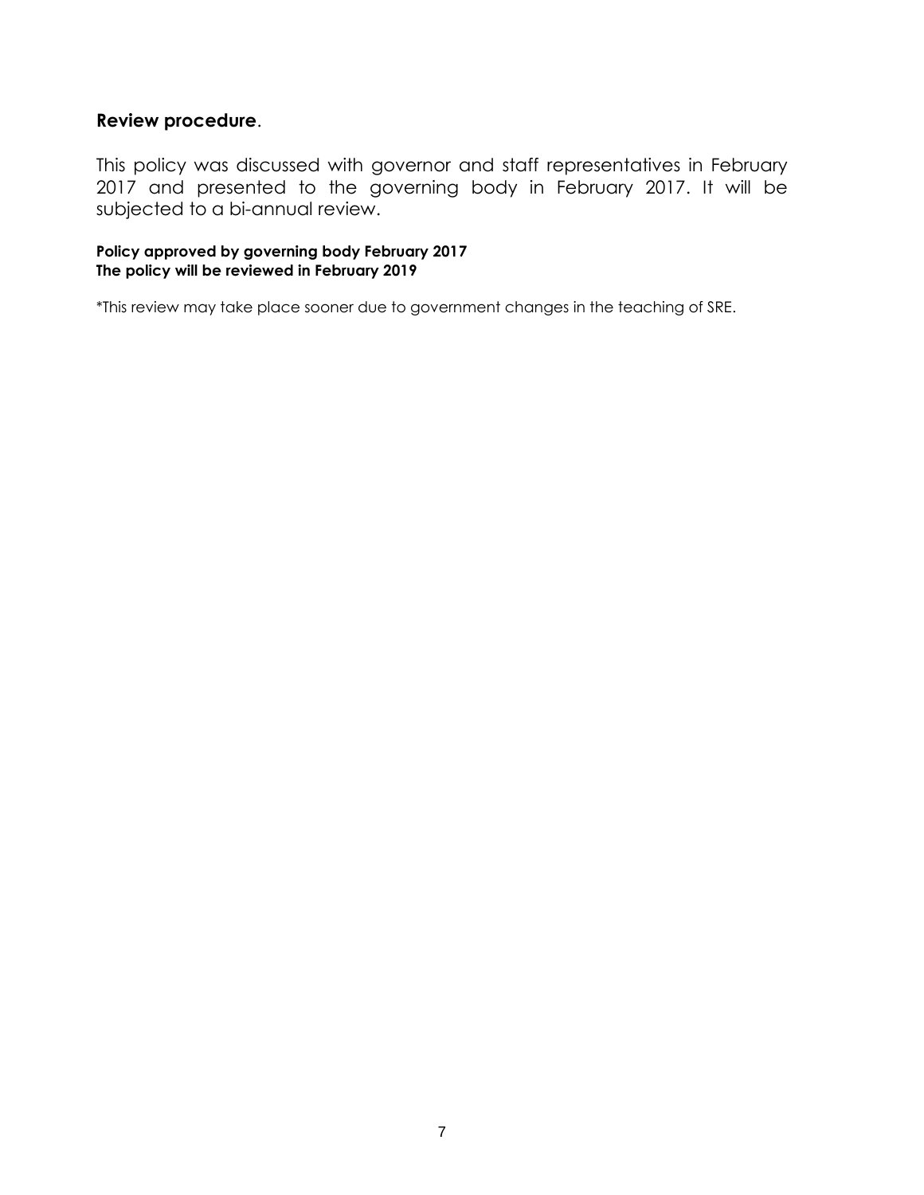## **Review procedure**.

This policy was discussed with governor and staff representatives in February 2017 and presented to the governing body in February 2017. It will be subjected to a bi-annual review.

**Policy approved by governing body February 2017**
**The policy will be reviewed in February 2019**

*This review may take place sooner due to government changes in the teaching of SRE.